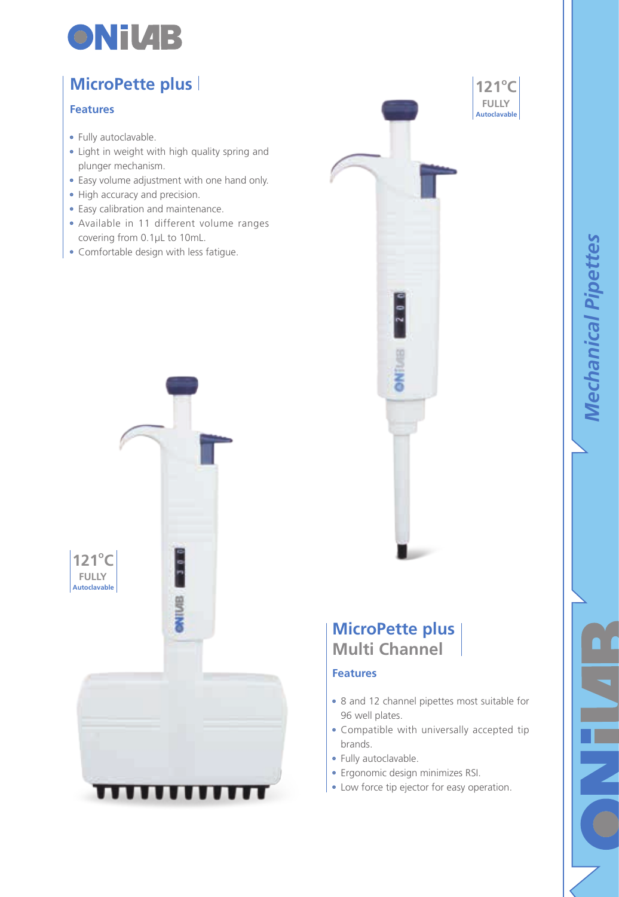# MicroPette plus

### Features

- Fully autoclavable.
- Light in weight with high quality spring and plunger mechanism.
- Easy volume adjustment with one hand only.
- High accuracy and precision.
- Easy calibration and maintenance.
- Available in 11 different volume ranges covering from 0.1µL to 10mL.
- Comfortable design with less fatigue.

**121°C FULLY Autoclavable**

# MicroPette plus Multi Channel

### Features

- 8 and 12 channel pipettes most suitable for 96 well plates.
- Compatible with universally accepted tip brands.
- Fully autoclavable.
- Ergonomic design minimizes RSI.
- Low force tip ejector for easy operation.

**121°C FULLY Autoclavable**

*Mechanical Pipettes*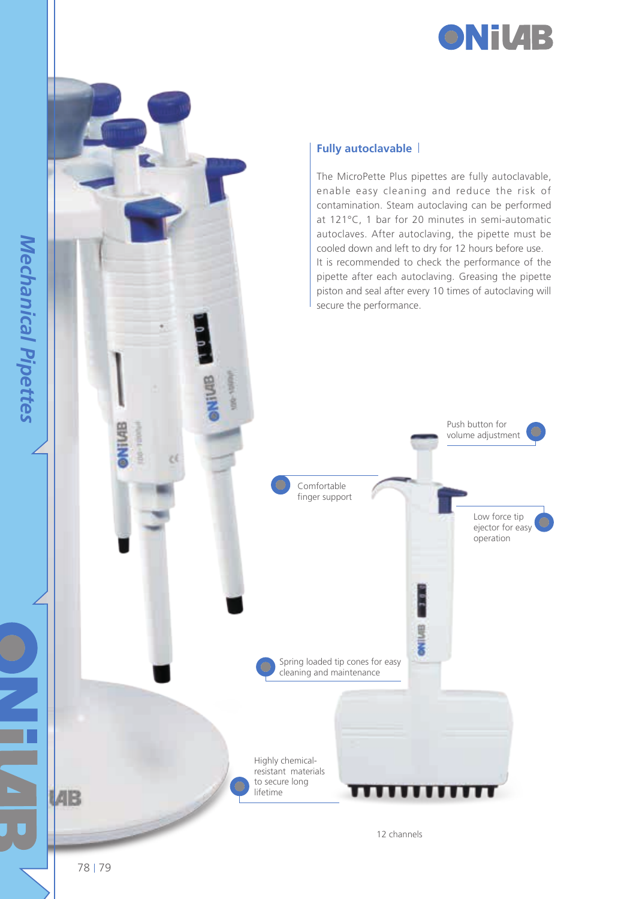## Fully autoclavable

The MicroPette Plus pipettes are fully autoclavable, enable easy cleaning and reduce the risk of contamination. Steam autoclaving can be performed at 121°C, 1 bar for 20 minutes in semi-automatic autoclaves. After autoclaving, the pipette must be cooled down and left to dry for 12 hours before use. It is recommended to check the performance of the pipette after each autoclaving. Greasing the pipette piston and seal after every 10 times of autoclaving will secure the performance.

Push button for volume adjustment

Comfortable finger support

Low force tip ejector for easy operation

Spring loaded tip cones for easy cleaning and maintenance

Highly chemical-resistant materials to secure long lifetime

12 channels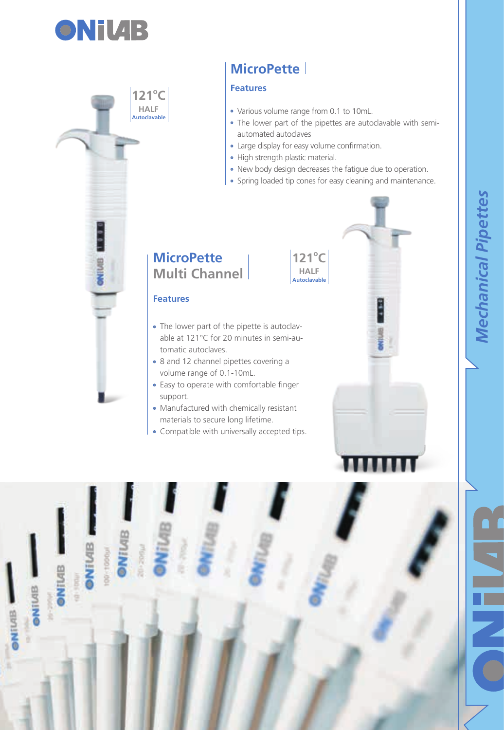## MicroPette

121°C HALF Autoclavable

### Features

- Various volume range from 0.1 to 10mL.
- The lower part of the pipettes are autoclavable with semi-automated autoclaves
- Large display for easy volume confirmation.
- High strength plastic material.
- New body design decreases the fatigue due to operation.
- Spring loaded tip cones for easy cleaning and maintenance.

## MicroPette Multi Channel

121°C HALF Autoclavable

### Features

- The lower part of the pipette is autoclavable at 121°C for 20 minutes in semi-automatic autoclaves.
- 8 and 12 channel pipettes covering a volume range of 0.1-10mL.
- Easy to operate with comfortable finger support.
- Manufactured with chemically resistant materials to secure long lifetime.
- Compatible with universally accepted tips.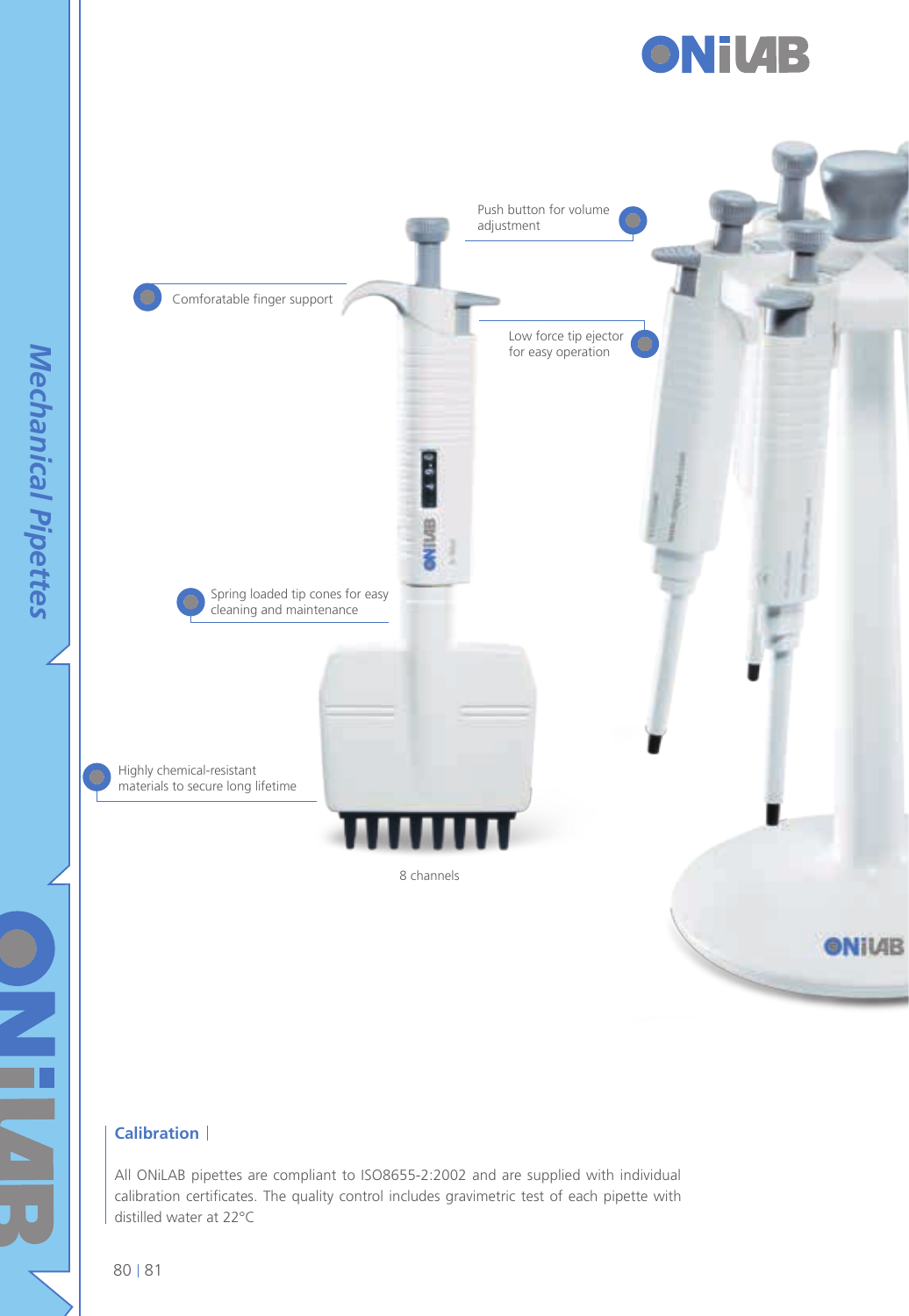Push button for volume adjustment

Comforatable finger support

Low force tip ejector for easy operation

Spring loaded tip cones for easy cleaning and maintenance

Highly chemical-resistant materials to secure long lifetime

8 channels

## Calibration

All ONiLAB pipettes are compliant to ISO8655-2:2002 and are supplied with individual calibration certificates. The quality control includes gravimetric test of each pipette with distilled water at 22°C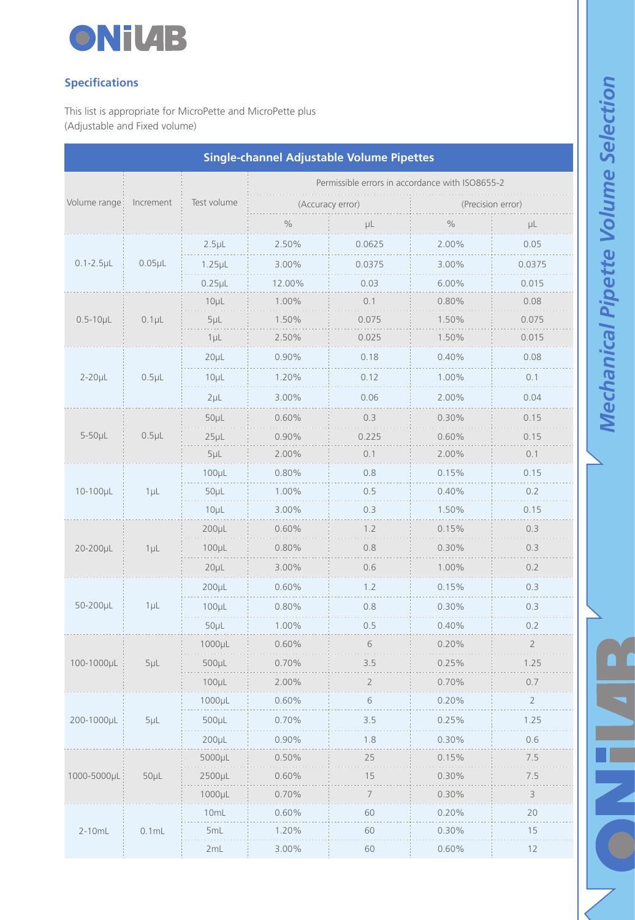## Specifications

This list is appropriate for MicroPette and MicroPette plus
(Adjustable and Fixed volume)

| Single-channel Adjustable Volume Pipettes | | | | | | |
|---|---|---|---|---|---|---|
| Volume range | Increment | Test volume | Permissible errors in accordance with ISO8655-2 | | | |
| | | | (Accuracy error) | | (Precision error) | |
| | | | % | μL | % | μL |
| 0.1-2.5μL | 0.05μL | 2.5μL | 2.50% | 0.0625 | 2.00% | 0.05 |
| | | 1.25μL | 3.00% | 0.0375 | 3.00% | 0.0375 |
| | | 0.25μL | 12.00% | 0.03 | 6.00% | 0.015 |
| 0.5-10μL | 0.1μL | 10μL | 1.00% | 0.1 | 0.80% | 0.08 |
| | | 5μL | 1.50% | 0.075 | 1.50% | 0.075 |
| | | 1μL | 2.50% | 0.025 | 1.50% | 0.015 |
| 2-20μL | 0.5μL | 20μL | 0.90% | 0.18 | 0.40% | 0.08 |
| | | 10μL | 1.20% | 0.12 | 1.00% | 0.1 |
| | | 2μL | 3.00% | 0.06 | 2.00% | 0.04 |
| 5-50μL | 0.5μL | 50μL | 0.60% | 0.3 | 0.30% | 0.15 |
| | | 25μL | 0.90% | 0.225 | 0.60% | 0.15 |
| | | 5μL | 2.00% | 0.1 | 2.00% | 0.1 |
| 10-100μL | 1μL | 100μL | 0.80% | 0.8 | 0.15% | 0.15 |
| | | 50μL | 1.00% | 0.5 | 0.40% | 0.2 |
| | | 10μL | 3.00% | 0.3 | 1.50% | 0.15 |
| 20-200μL | 1μL | 200μL | 0.60% | 1.2 | 0.15% | 0.3 |
| | | 100μL | 0.80% | 0.8 | 0.30% | 0.3 |
| | | 20μL | 3.00% | 0.6 | 1.00% | 0.2 |
| 50-200μL | 1μL | 200μL | 0.60% | 1.2 | 0.15% | 0.3 |
| | | 100μL | 0.80% | 0.8 | 0.30% | 0.3 |
| | | 50μL | 1.00% | 0.5 | 0.40% | 0.2 |
| 100-1000μL | 5μL | 1000μL | 0.60% | 6 | 0.20% | 2 |
| | | 500μL | 0.70% | 3.5 | 0.25% | 1.25 |
| | | 100μL | 2.00% | 2 | 0.70% | 0.7 |
| 200-1000μL | 5μL | 1000μL | 0.60% | 6 | 0.20% | 2 |
| | | 500μL | 0.70% | 3.5 | 0.25% | 1.25 |
| | | 200μL | 0.90% | 1.8 | 0.30% | 0.6 |
| 1000-5000μL | 50μL | 5000μL | 0.50% | 25 | 0.15% | 7.5 |
| | | 2500μL | 0.60% | 15 | 0.30% | 7.5 |
| | | 1000μL | 0.70% | 7 | 0.30% | 3 |
| 2-10mL | 0.1mL | 10mL | 0.60% | 60 | 0.20% | 20 |
| | | 5mL | 1.20% | 60 | 0.30% | 15 |
| | | 2mL | 3.00% | 60 | 0.60% | 12 |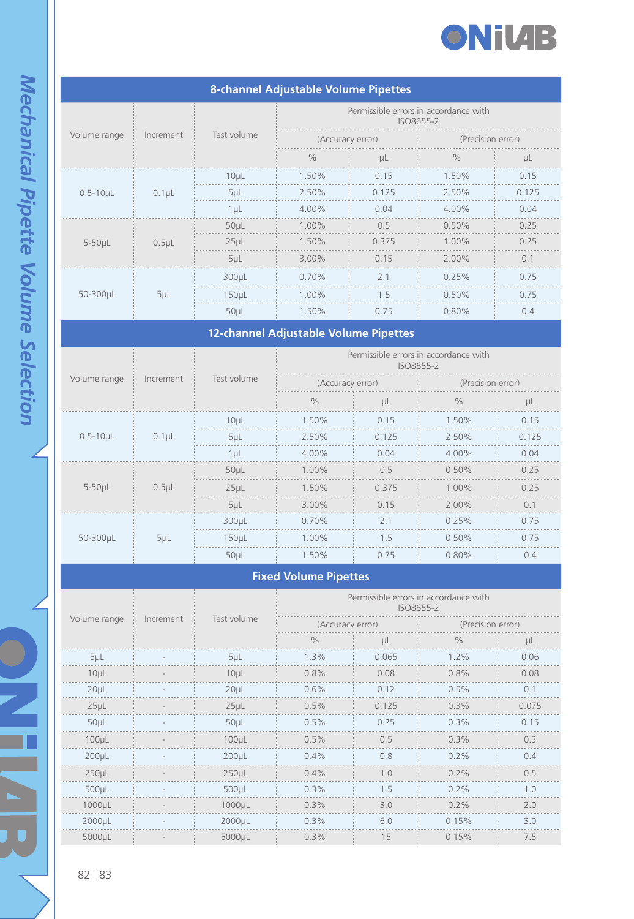## 8-channel Adjustable Volume Pipettes

| Volume range | Increment | Test volume | Permissible errors in accordance with ISO8655-2 | | | |
|---|---|---|---|---|---|---|
| | | | (Accuracy error) | | (Precision error) | |
| | | | % | μL | % | μL |
| 0.5-10μL | 0.1μL | 10μL | 1.50% | 0.15 | 1.50% | 0.15 |
| | | 5μL | 2.50% | 0.125 | 2.50% | 0.125 |
| | | 1μL | 4.00% | 0.04 | 4.00% | 0.04 |
| 5-50μL | 0.5μL | 50μL | 1.00% | 0.5 | 0.50% | 0.25 |
| | | 25μL | 1.50% | 0.375 | 1.00% | 0.25 |
| | | 5μL | 3.00% | 0.15 | 2.00% | 0.1 |
| 50-300μL | 5μL | 300μL | 0.70% | 2.1 | 0.25% | 0.75 |
| | | 150μL | 1.00% | 1.5 | 0.50% | 0.75 |
| | | 50μL | 1.50% | 0.75 | 0.80% | 0.4 |

## 12-channel Adjustable Volume Pipettes

| Volume range | Increment | Test volume | Permissible errors in accordance with ISO8655-2 | | | |
|---|---|---|---|---|---|---|
| | | | (Accuracy error) | | (Precision error) | |
| | | | % | μL | % | μL |
| 0.5-10μL | 0.1μL | 10μL | 1.50% | 0.15 | 1.50% | 0.15 |
| | | 5μL | 2.50% | 0.125 | 2.50% | 0.125 |
| | | 1μL | 4.00% | 0.04 | 4.00% | 0.04 |
| 5-50μL | 0.5μL | 50μL | 1.00% | 0.5 | 0.50% | 0.25 |
| | | 25μL | 1.50% | 0.375 | 1.00% | 0.25 |
| | | 5μL | 3.00% | 0.15 | 2.00% | 0.1 |
| 50-300μL | 5μL | 300μL | 0.70% | 2.1 | 0.25% | 0.75 |
| | | 150μL | 1.00% | 1.5 | 0.50% | 0.75 |
| | | 50μL | 1.50% | 0.75 | 0.80% | 0.4 |

## Fixed Volume Pipettes

| Volume range | Increment | Test volume | Permissible errors in accordance with ISO8655-2 | | | |
|---|---|---|---|---|---|---|
| | | | (Accuracy error) | | (Precision error) | |
| | | | % | μL | % | μL |
| 5μL | - | 5μL | 1.3% | 0.065 | 1.2% | 0.06 |
| 10μL | - | 10μL | 0.8% | 0.08 | 0.8% | 0.08 |
| 20μL | - | 20μL | 0.6% | 0.12 | 0.5% | 0.1 |
| 25μL | - | 25μL | 0.5% | 0.125 | 0.3% | 0.075 |
| 50μL | - | 50μL | 0.5% | 0.25 | 0.3% | 0.15 |
| 100μL | - | 100μL | 0.5% | 0.5 | 0.3% | 0.3 |
| 200μL | - | 200μL | 0.4% | 0.8 | 0.2% | 0.4 |
| 250μL | - | 250μL | 0.4% | 1.0 | 0.2% | 0.5 |
| 500μL | - | 500μL | 0.3% | 1.5 | 0.2% | 1.0 |
| 1000μL | - | 1000μL | 0.3% | 3.0 | 0.2% | 2.0 |
| 2000μL | - | 2000μL | 0.3% | 6.0 | 0.15% | 3.0 |
| 5000μL | - | 5000μL | 0.3% | 15 | 0.15% | 7.5 |